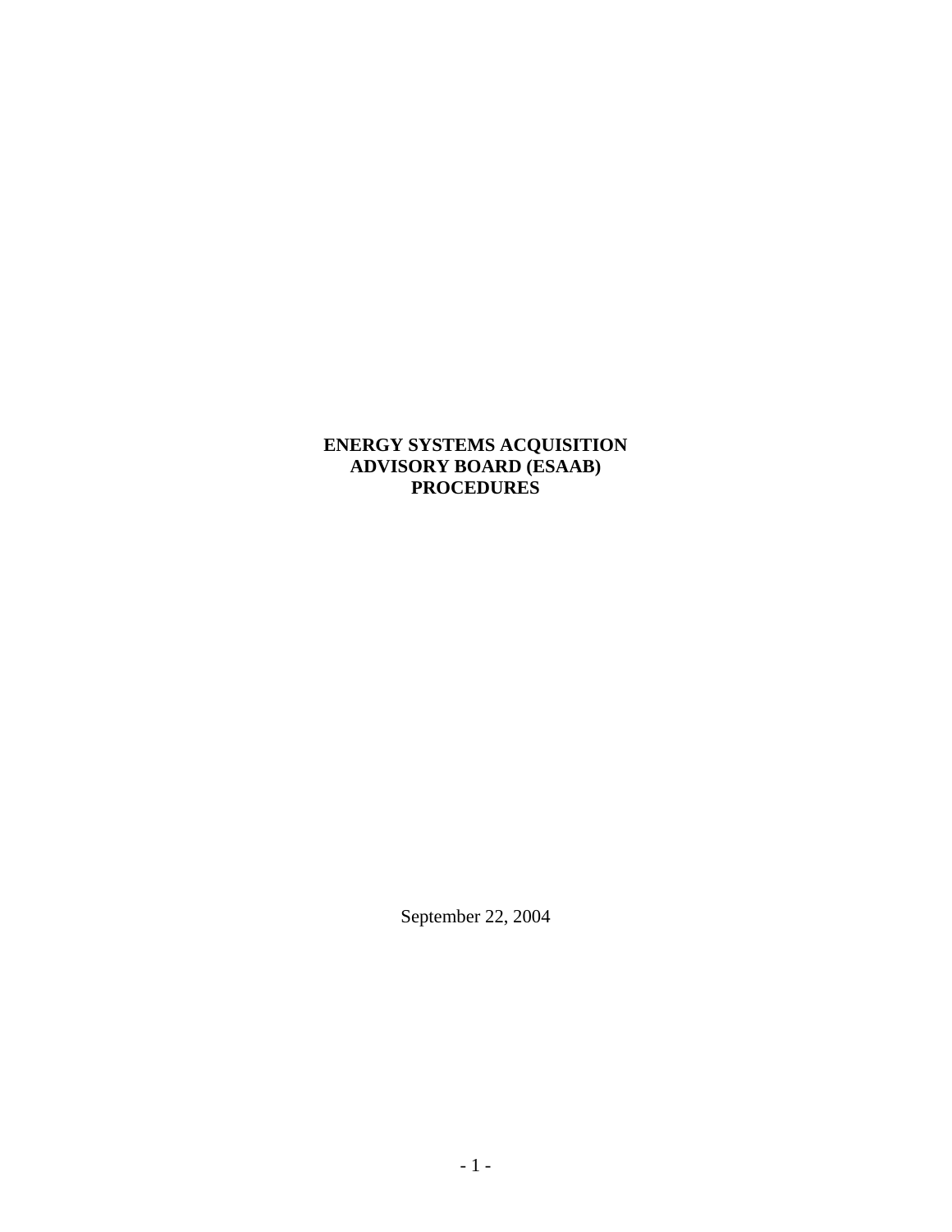# ENERGY SYSTEMS ACQUISITION ADVISORY BOARD (ESAAB) PROCEDURES

September 22, 2004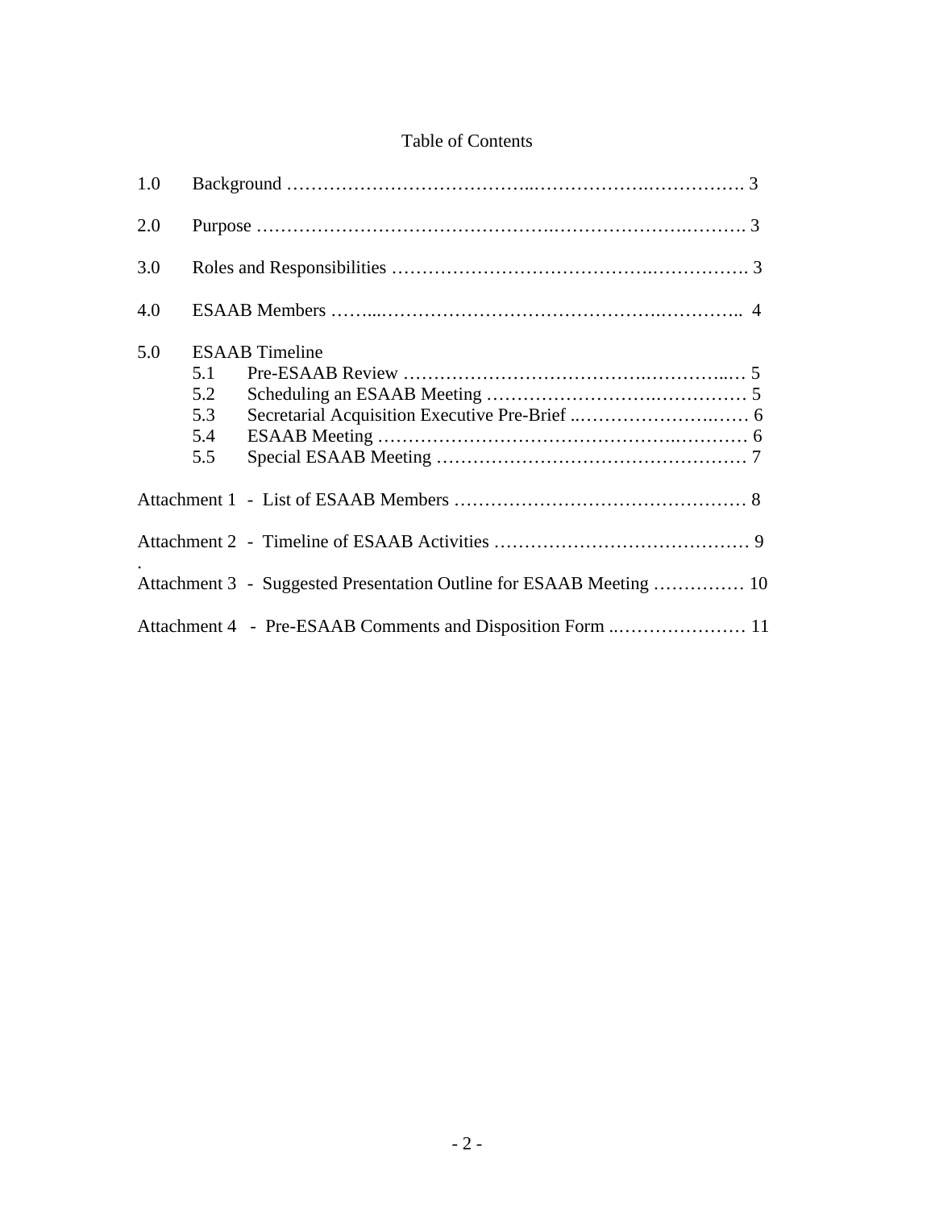# Table of Contents

| | | |
|---|---|---|
| 1.0 | Background | 3 |
| 2.0 | Purpose | 3 |
| 3.0 | Roles and Responsibilities | 3 |
| 4.0 | ESAAB Members | 4 |
| 5.0 | ESAAB Timeline | |
| 5.1 | Pre-ESAAB Review | 5 |
| 5.2 | Scheduling an ESAAB Meeting | 5 |
| 5.3 | Secretarial Acquisition Executive Pre-Brief | 6 |
| 5.4 | ESAAB Meeting | 6 |
| 5.5 | Special ESAAB Meeting | 7 |
| Attachment 1 | List of ESAAB Members | 8 |
| Attachment 2 | Timeline of ESAAB Activities | 9 |
| Attachment 3 | Suggested Presentation Outline for ESAAB Meeting | 10 |
| Attachment 4 | Pre-ESAAB Comments and Disposition Form | 11 |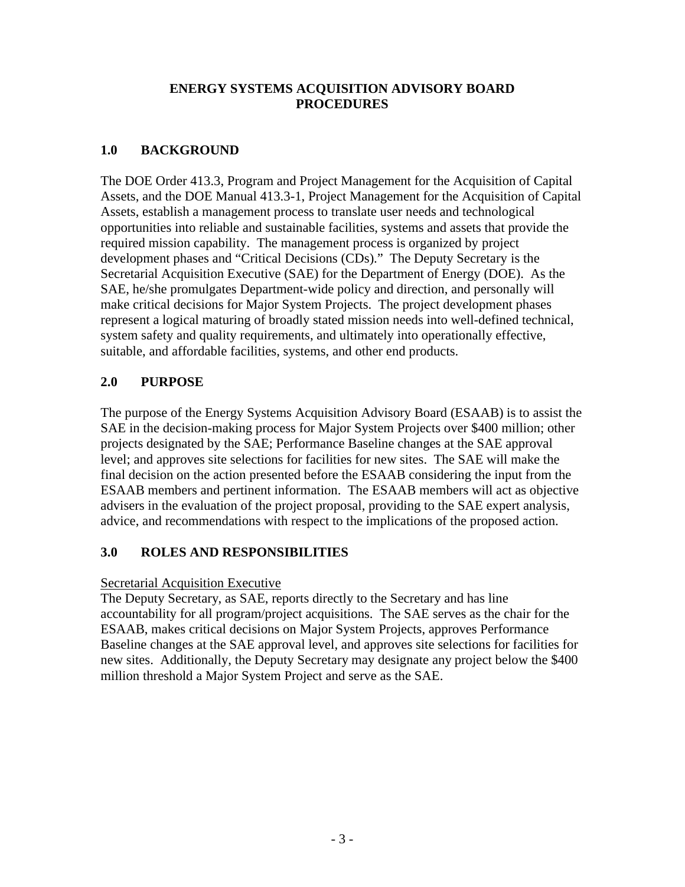# ENERGY SYSTEMS ACQUISITION ADVISORY BOARD PROCEDURES

## 1.0 BACKGROUND

The DOE Order 413.3, Program and Project Management for the Acquisition of Capital Assets, and the DOE Manual 413.3-1, Project Management for the Acquisition of Capital Assets, establish a management process to translate user needs and technological opportunities into reliable and sustainable facilities, systems and assets that provide the required mission capability. The management process is organized by project development phases and "Critical Decisions (CDs)." The Deputy Secretary is the Secretarial Acquisition Executive (SAE) for the Department of Energy (DOE). As the SAE, he/she promulgates Department-wide policy and direction, and personally will make critical decisions for Major System Projects. The project development phases represent a logical maturing of broadly stated mission needs into well-defined technical, system safety and quality requirements, and ultimately into operationally effective, suitable, and affordable facilities, systems, and other end products.

## 2.0 PURPOSE

The purpose of the Energy Systems Acquisition Advisory Board (ESAAB) is to assist the SAE in the decision-making process for Major System Projects over $400 million; other projects designated by the SAE; Performance Baseline changes at the SAE approval level; and approves site selections for facilities for new sites. The SAE will make the final decision on the action presented before the ESAAB considering the input from the ESAAB members and pertinent information. The ESAAB members will act as objective advisers in the evaluation of the project proposal, providing to the SAE expert analysis, advice, and recommendations with respect to the implications of the proposed action.

## 3.0 ROLES AND RESPONSIBILITIES

Secretarial Acquisition Executive

The Deputy Secretary, as SAE, reports directly to the Secretary and has line accountability for all program/project acquisitions. The SAE serves as the chair for the ESAAB, makes critical decisions on Major System Projects, approves Performance Baseline changes at the SAE approval level, and approves site selections for facilities for new sites. Additionally, the Deputy Secretary may designate any project below the $400 million threshold a Major System Project and serve as the SAE.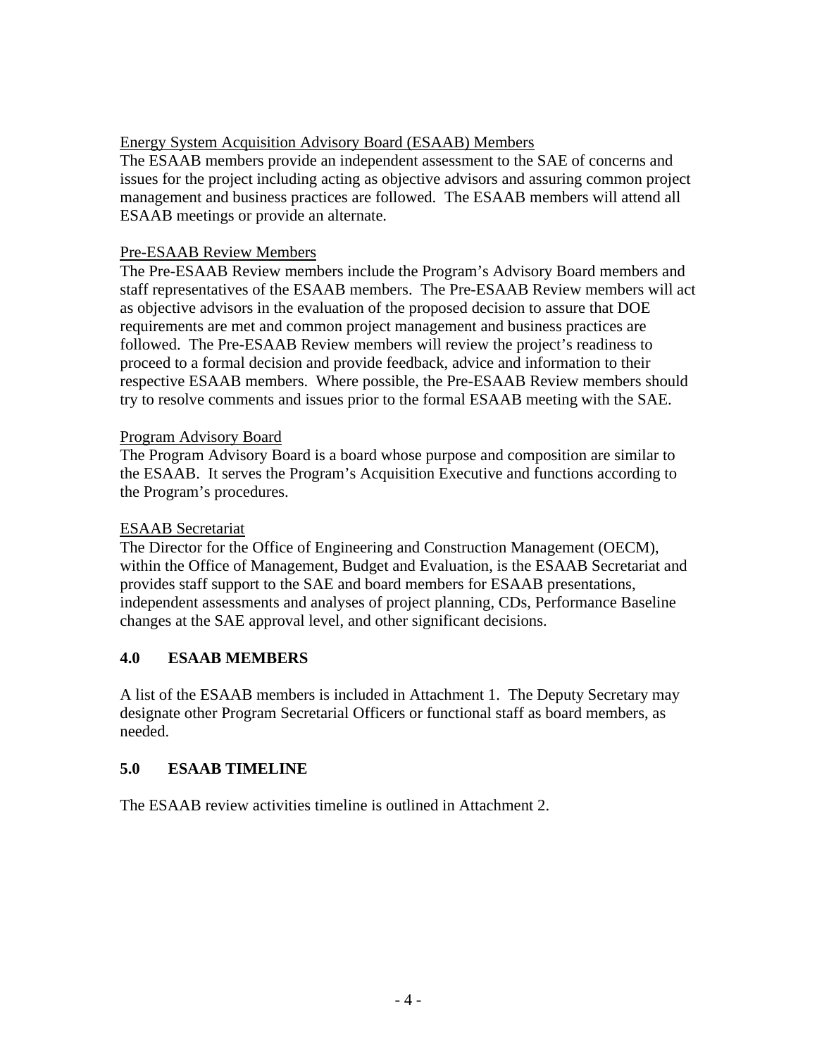Energy System Acquisition Advisory Board (ESAAB) Members

The ESAAB members provide an independent assessment to the SAE of concerns and issues for the project including acting as objective advisors and assuring common project management and business practices are followed. The ESAAB members will attend all ESAAB meetings or provide an alternate.

Pre-ESAAB Review Members

The Pre-ESAAB Review members include the Program's Advisory Board members and staff representatives of the ESAAB members. The Pre-ESAAB Review members will act as objective advisors in the evaluation of the proposed decision to assure that DOE requirements are met and common project management and business practices are followed. The Pre-ESAAB Review members will review the project's readiness to proceed to a formal decision and provide feedback, advice and information to their respective ESAAB members. Where possible, the Pre-ESAAB Review members should try to resolve comments and issues prior to the formal ESAAB meeting with the SAE.

Program Advisory Board

The Program Advisory Board is a board whose purpose and composition are similar to the ESAAB. It serves the Program's Acquisition Executive and functions according to the Program's procedures.

ESAAB Secretariat

The Director for the Office of Engineering and Construction Management (OECM), within the Office of Management, Budget and Evaluation, is the ESAAB Secretariat and provides staff support to the SAE and board members for ESAAB presentations, independent assessments and analyses of project planning, CDs, Performance Baseline changes at the SAE approval level, and other significant decisions.

## 4.0 ESAAB MEMBERS

A list of the ESAAB members is included in Attachment 1. The Deputy Secretary may designate other Program Secretarial Officers or functional staff as board members, as needed.

## 5.0 ESAAB TIMELINE

The ESAAB review activities timeline is outlined in Attachment 2.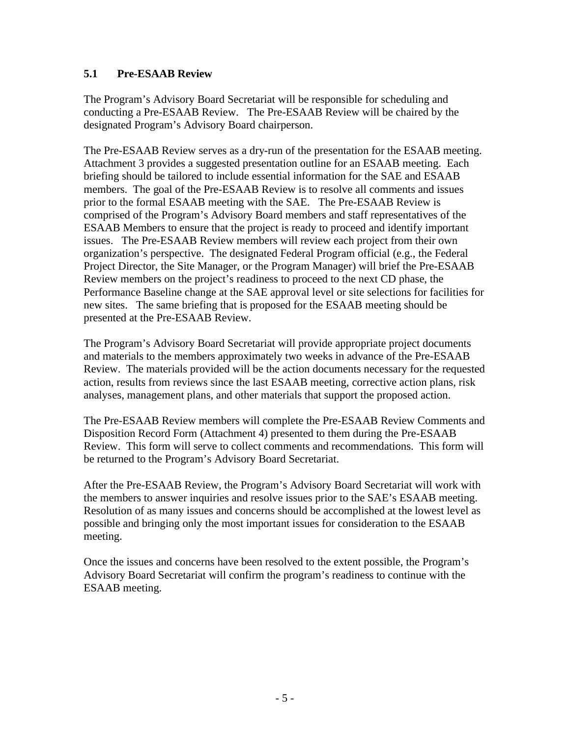### 5.1 Pre-ESAAB Review

The Program's Advisory Board Secretariat will be responsible for scheduling and conducting a Pre-ESAAB Review. The Pre-ESAAB Review will be chaired by the designated Program's Advisory Board chairperson.

The Pre-ESAAB Review serves as a dry-run of the presentation for the ESAAB meeting. Attachment 3 provides a suggested presentation outline for an ESAAB meeting. Each briefing should be tailored to include essential information for the SAE and ESAAB members. The goal of the Pre-ESAAB Review is to resolve all comments and issues prior to the formal ESAAB meeting with the SAE. The Pre-ESAAB Review is comprised of the Program's Advisory Board members and staff representatives of the ESAAB Members to ensure that the project is ready to proceed and identify important issues. The Pre-ESAAB Review members will review each project from their own organization's perspective. The designated Federal Program official (e.g., the Federal Project Director, the Site Manager, or the Program Manager) will brief the Pre-ESAAB Review members on the project's readiness to proceed to the next CD phase, the Performance Baseline change at the SAE approval level or site selections for facilities for new sites. The same briefing that is proposed for the ESAAB meeting should be presented at the Pre-ESAAB Review.

The Program's Advisory Board Secretariat will provide appropriate project documents and materials to the members approximately two weeks in advance of the Pre-ESAAB Review. The materials provided will be the action documents necessary for the requested action, results from reviews since the last ESAAB meeting, corrective action plans, risk analyses, management plans, and other materials that support the proposed action.

The Pre-ESAAB Review members will complete the Pre-ESAAB Review Comments and Disposition Record Form (Attachment 4) presented to them during the Pre-ESAAB Review. This form will serve to collect comments and recommendations. This form will be returned to the Program's Advisory Board Secretariat.

After the Pre-ESAAB Review, the Program's Advisory Board Secretariat will work with the members to answer inquiries and resolve issues prior to the SAE's ESAAB meeting. Resolution of as many issues and concerns should be accomplished at the lowest level as possible and bringing only the most important issues for consideration to the ESAAB meeting.

Once the issues and concerns have been resolved to the extent possible, the Program's Advisory Board Secretariat will confirm the program's readiness to continue with the ESAAB meeting.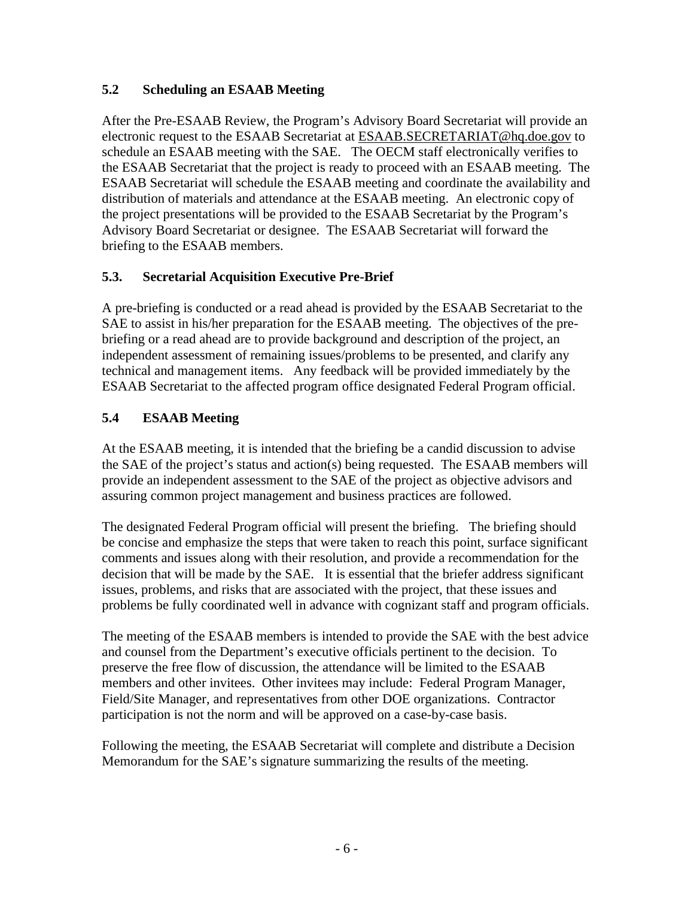### 5.2 Scheduling an ESAAB Meeting

After the Pre-ESAAB Review, the Program's Advisory Board Secretariat will provide an electronic request to the ESAAB Secretariat at ESAAB.SECRETARIAT@hq.doe.gov to schedule an ESAAB meeting with the SAE. The OECM staff electronically verifies to the ESAAB Secretariat that the project is ready to proceed with an ESAAB meeting. The ESAAB Secretariat will schedule the ESAAB meeting and coordinate the availability and distribution of materials and attendance at the ESAAB meeting. An electronic copy of the project presentations will be provided to the ESAAB Secretariat by the Program's Advisory Board Secretariat or designee. The ESAAB Secretariat will forward the briefing to the ESAAB members.

### 5.3. Secretarial Acquisition Executive Pre-Brief

A pre-briefing is conducted or a read ahead is provided by the ESAAB Secretariat to the SAE to assist in his/her preparation for the ESAAB meeting. The objectives of the pre-briefing or a read ahead are to provide background and description of the project, an independent assessment of remaining issues/problems to be presented, and clarify any technical and management items. Any feedback will be provided immediately by the ESAAB Secretariat to the affected program office designated Federal Program official.

### 5.4 ESAAB Meeting

At the ESAAB meeting, it is intended that the briefing be a candid discussion to advise the SAE of the project's status and action(s) being requested. The ESAAB members will provide an independent assessment to the SAE of the project as objective advisors and assuring common project management and business practices are followed.

The designated Federal Program official will present the briefing. The briefing should be concise and emphasize the steps that were taken to reach this point, surface significant comments and issues along with their resolution, and provide a recommendation for the decision that will be made by the SAE. It is essential that the briefer address significant issues, problems, and risks that are associated with the project, that these issues and problems be fully coordinated well in advance with cognizant staff and program officials.

The meeting of the ESAAB members is intended to provide the SAE with the best advice and counsel from the Department's executive officials pertinent to the decision. To preserve the free flow of discussion, the attendance will be limited to the ESAAB members and other invitees. Other invitees may include: Federal Program Manager, Field/Site Manager, and representatives from other DOE organizations. Contractor participation is not the norm and will be approved on a case-by-case basis.

Following the meeting, the ESAAB Secretariat will complete and distribute a Decision Memorandum for the SAE's signature summarizing the results of the meeting.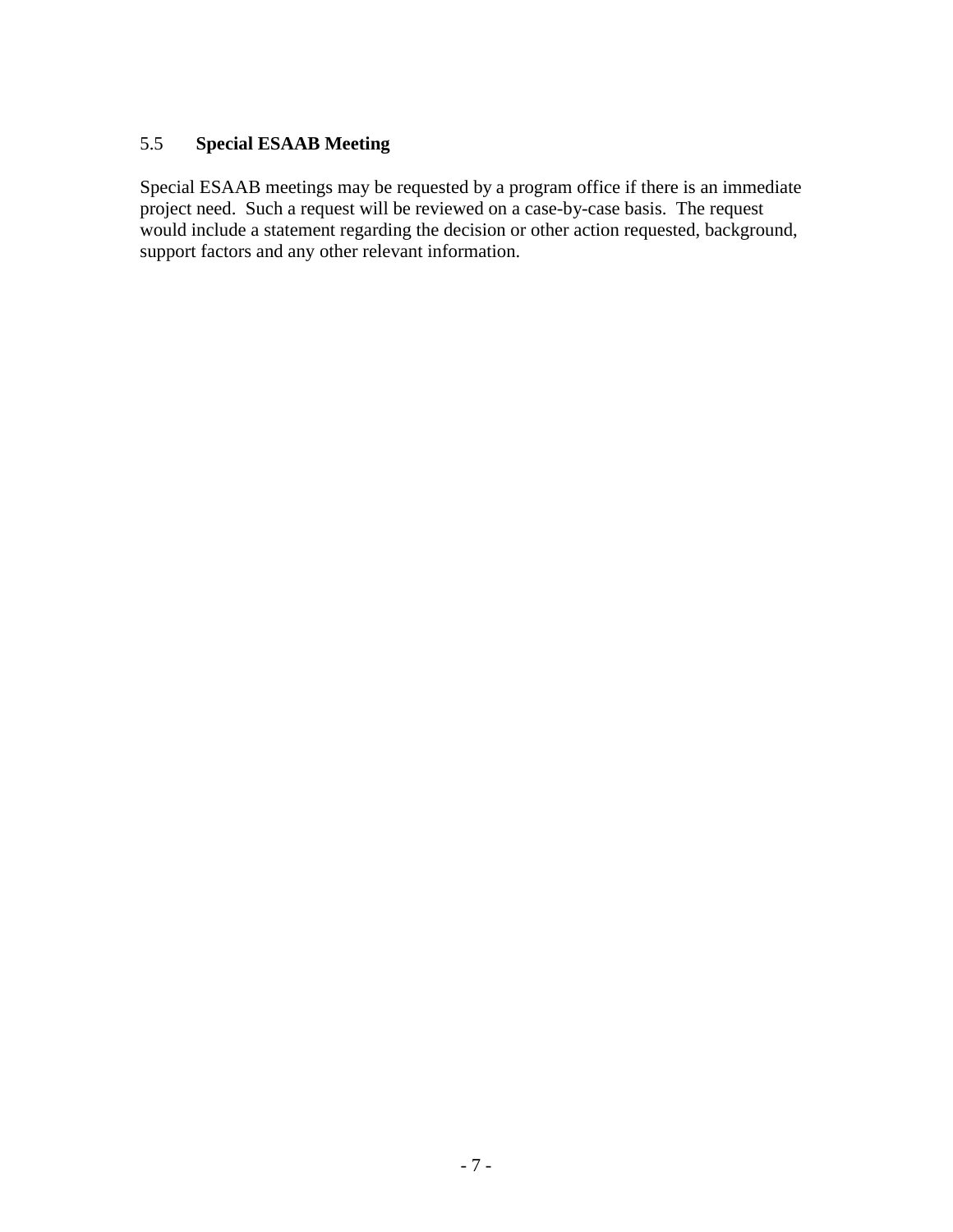## 5.5 **Special ESAAB Meeting**

Special ESAAB meetings may be requested by a program office if there is an immediate project need. Such a request will be reviewed on a case-by-case basis. The request would include a statement regarding the decision or other action requested, background, support factors and any other relevant information.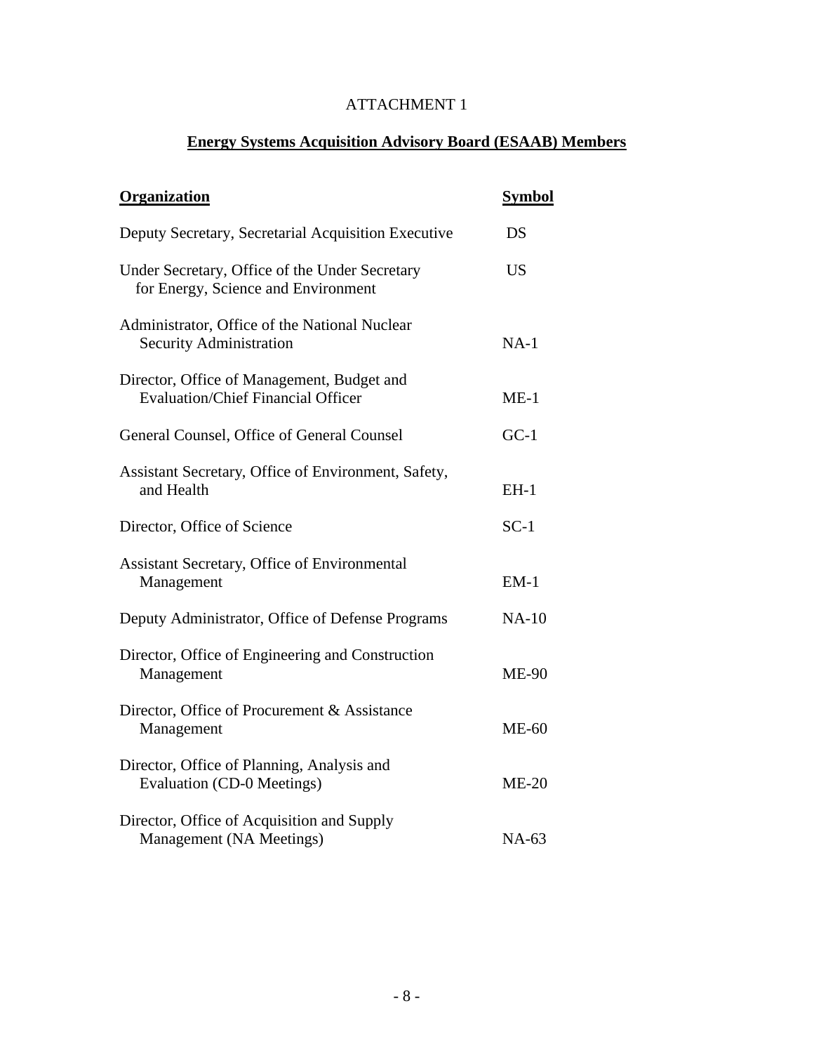ATTACHMENT 1

## Energy Systems Acquisition Advisory Board (ESAAB) Members

| **Organization** | **Symbol** |
|---|---|
| Deputy Secretary, Secretarial Acquisition Executive | DS |
| Under Secretary, Office of the Under Secretary for Energy, Science and Environment | US |
| Administrator, Office of the National Nuclear Security Administration | NA-1 |
| Director, Office of Management, Budget and Evaluation/Chief Financial Officer | ME-1 |
| General Counsel, Office of General Counsel | GC-1 |
| Assistant Secretary, Office of Environment, Safety, and Health | EH-1 |
| Director, Office of Science | SC-1 |
| Assistant Secretary, Office of Environmental Management | EM-1 |
| Deputy Administrator, Office of Defense Programs | NA-10 |
| Director, Office of Engineering and Construction Management | ME-90 |
| Director, Office of Procurement & Assistance Management | ME-60 |
| Director, Office of Planning, Analysis and Evaluation (CD-0 Meetings) | ME-20 |
| Director, Office of Acquisition and Supply Management (NA Meetings) | NA-63 |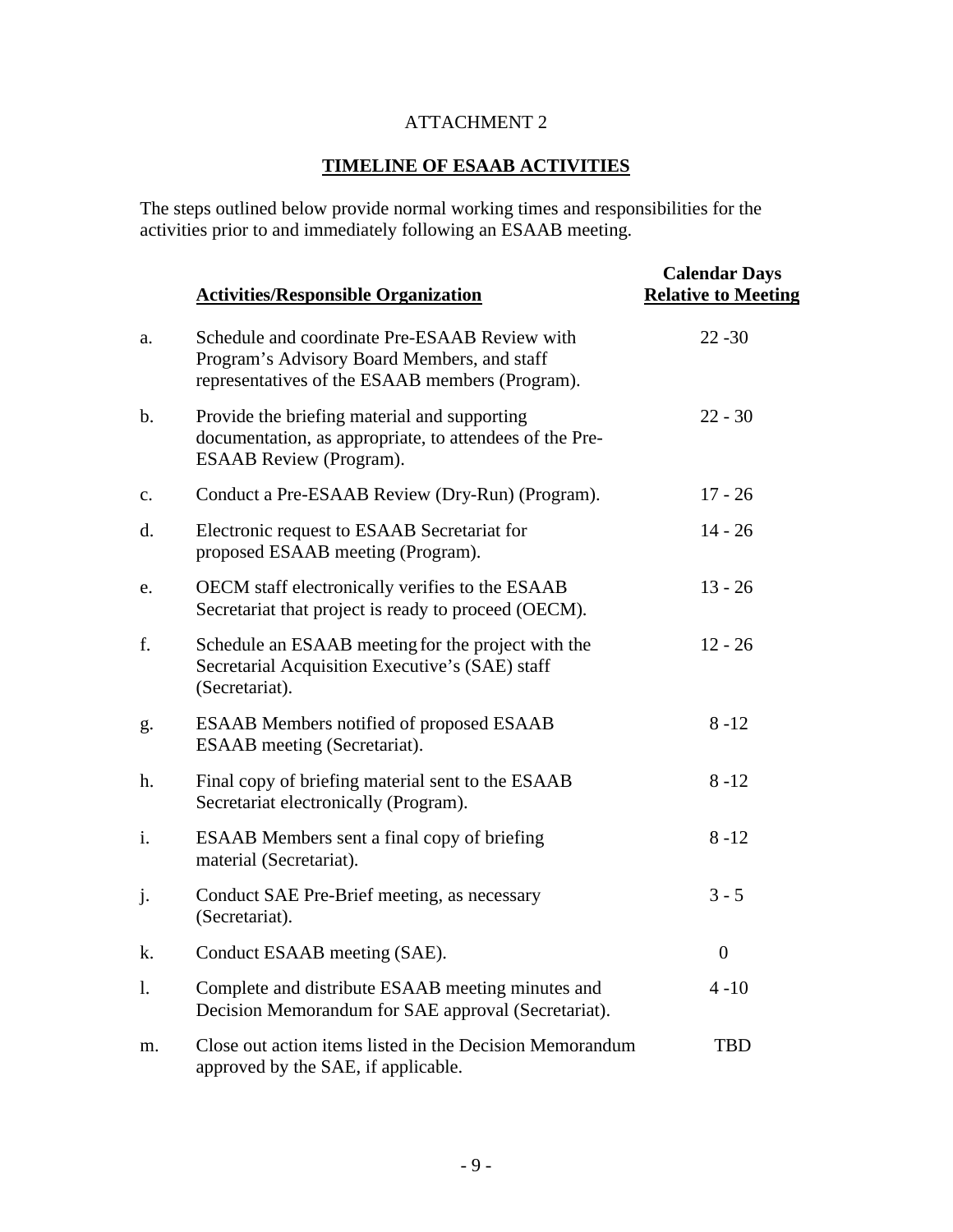ATTACHMENT 2

## TIMELINE OF ESAAB ACTIVITIES

The steps outlined below provide normal working times and responsibilities for the activities prior to and immediately following an ESAAB meeting.

| | **Activities/Responsible Organization** | **Calendar Days Relative to Meeting** |
|---|---|---|
| a. | Schedule and coordinate Pre-ESAAB Review with Program's Advisory Board Members, and staff representatives of the ESAAB members (Program). | 22 -30 |
| b. | Provide the briefing material and supporting documentation, as appropriate, to attendees of the Pre-ESAAB Review (Program). | 22 - 30 |
| c. | Conduct a Pre-ESAAB Review (Dry-Run) (Program). | 17 - 26 |
| d. | Electronic request to ESAAB Secretariat for proposed ESAAB meeting (Program). | 14 - 26 |
| e. | OECM staff electronically verifies to the ESAAB Secretariat that project is ready to proceed (OECM). | 13 - 26 |
| f. | Schedule an ESAAB meeting for the project with the Secretarial Acquisition Executive's (SAE) staff (Secretariat). | 12 - 26 |
| g. | ESAAB Members notified of proposed ESAAB ESAAB meeting (Secretariat). | 8 -12 |
| h. | Final copy of briefing material sent to the ESAAB Secretariat electronically (Program). | 8 -12 |
| i. | ESAAB Members sent a final copy of briefing material (Secretariat). | 8 -12 |
| j. | Conduct SAE Pre-Brief meeting, as necessary (Secretariat). | 3 - 5 |
| k. | Conduct ESAAB meeting (SAE). | 0 |
| l. | Complete and distribute ESAAB meeting minutes and Decision Memorandum for SAE approval (Secretariat). | 4 -10 |
| m. | Close out action items listed in the Decision Memorandum approved by the SAE, if applicable. | TBD |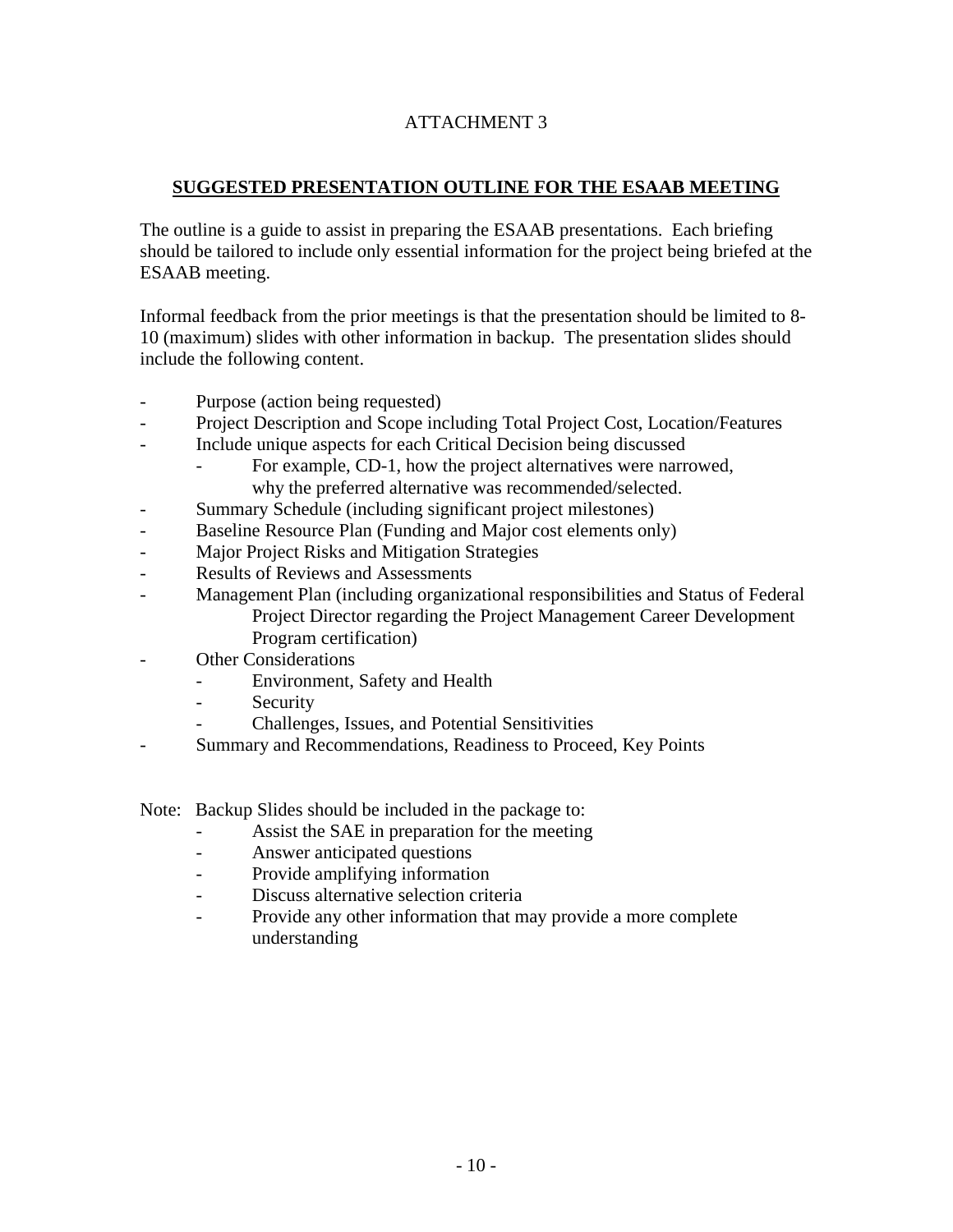ATTACHMENT 3

## SUGGESTED PRESENTATION OUTLINE FOR THE ESAAB MEETING

The outline is a guide to assist in preparing the ESAAB presentations. Each briefing should be tailored to include only essential information for the project being briefed at the ESAAB meeting.

Informal feedback from the prior meetings is that the presentation should be limited to 8-10 (maximum) slides with other information in backup. The presentation slides should include the following content.

- Purpose (action being requested)
- Project Description and Scope including Total Project Cost, Location/Features
- Include unique aspects for each Critical Decision being discussed
  - For example, CD-1, how the project alternatives were narrowed, why the preferred alternative was recommended/selected.
- Summary Schedule (including significant project milestones)
- Baseline Resource Plan (Funding and Major cost elements only)
- Major Project Risks and Mitigation Strategies
- Results of Reviews and Assessments
- Management Plan (including organizational responsibilities and Status of Federal Project Director regarding the Project Management Career Development Program certification)
- Other Considerations
  - Environment, Safety and Health
  - Security
  - Challenges, Issues, and Potential Sensitivities
- Summary and Recommendations, Readiness to Proceed, Key Points

Note: Backup Slides should be included in the package to:

- Assist the SAE in preparation for the meeting
- Answer anticipated questions
- Provide amplifying information
- Discuss alternative selection criteria
- Provide any other information that may provide a more complete understanding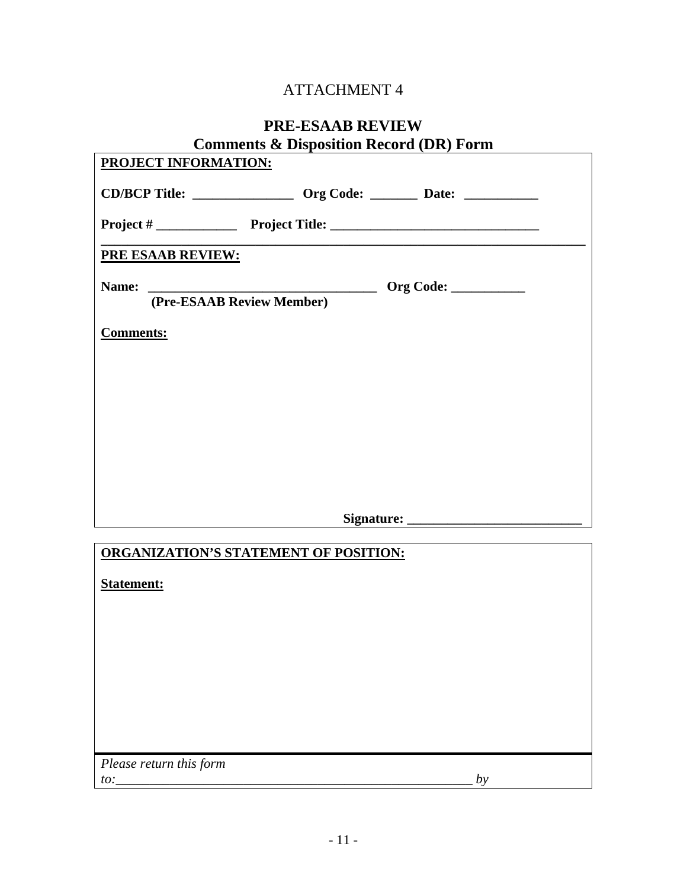ATTACHMENT 4

# PRE-ESAAB REVIEW
## Comments & Disposition Record (DR) Form

**PROJECT INFORMATION:**

**CD/BCP Title: _______________ Org Code: _______ Date: ___________**

**Project # ____________ Project Title: _______________________________**

**PRE ESAAB REVIEW:**

**Name: ___________________________________ Org Code: ___________**
**(Pre-ESAAB Review Member)**

**Comments:**

**Signature: ___________________________**

**ORGANIZATION'S STATEMENT OF POSITION:**

**Statement:**

*Please return this form to:_____________________________________________________ by*